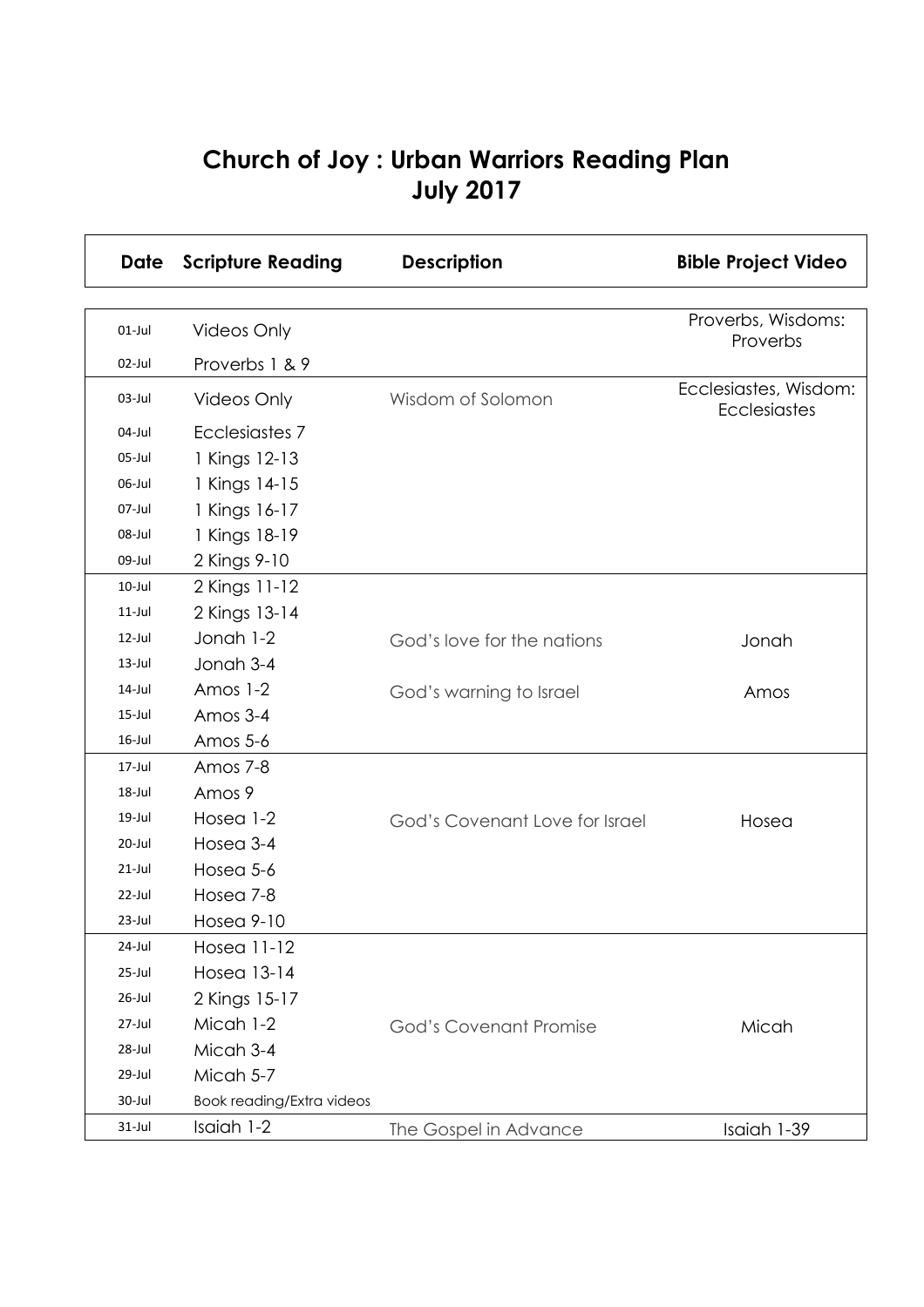# Church of Joy : Urban Warriors Reading Plan
# July 2017

| Date | Scripture Reading | Description | Bible Project Video |
|---|---|---|---|
| 01-Jul | Videos Only | | Proverbs, Wisdoms: Proverbs |
| 02-Jul | Proverbs 1 & 9 | | |
| 03-Jul | Videos Only | Wisdom of Solomon | Ecclesiastes, Wisdom: Ecclesiastes |
| 04-Jul | Ecclesiastes 7 | | |
| 05-Jul | 1 Kings 12-13 | | |
| 06-Jul | 1 Kings 14-15 | | |
| 07-Jul | 1 Kings 16-17 | | |
| 08-Jul | 1 Kings 18-19 | | |
| 09-Jul | 2 Kings 9-10 | | |
| 10-Jul | 2 Kings 11-12 | | |
| 11-Jul | 2 Kings 13-14 | | |
| 12-Jul | Jonah 1-2 | God's love for the nations | Jonah |
| 13-Jul | Jonah 3-4 | | |
| 14-Jul | Amos 1-2 | God's warning to Israel | Amos |
| 15-Jul | Amos 3-4 | | |
| 16-Jul | Amos 5-6 | | |
| 17-Jul | Amos 7-8 | | |
| 18-Jul | Amos 9 | | |
| 19-Jul | Hosea 1-2 | God's Covenant Love for Israel | Hosea |
| 20-Jul | Hosea 3-4 | | |
| 21-Jul | Hosea 5-6 | | |
| 22-Jul | Hosea 7-8 | | |
| 23-Jul | Hosea 9-10 | | |
| 24-Jul | Hosea 11-12 | | |
| 25-Jul | Hosea 13-14 | | |
| 26-Jul | 2 Kings 15-17 | | |
| 27-Jul | Micah 1-2 | God's Covenant Promise | Micah |
| 28-Jul | Micah 3-4 | | |
| 29-Jul | Micah 5-7 | | |
| 30-Jul | Book reading/Extra videos | | |
| 31-Jul | Isaiah 1-2 | The Gospel in Advance | Isaiah 1-39 |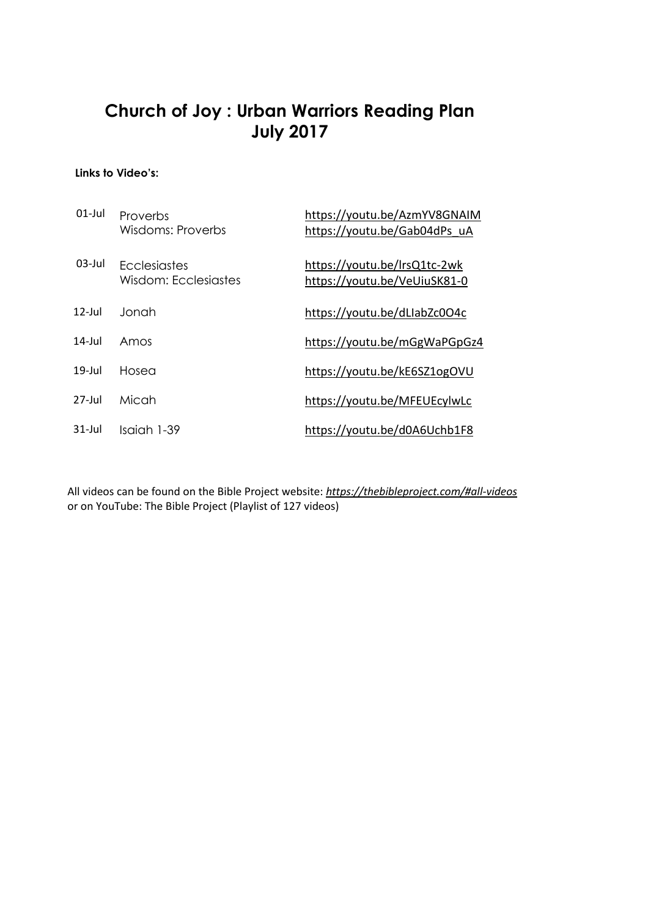# Church of Joy : Urban Warriors Reading Plan
# July 2017

**Links to Video's:**

| | | |
|---|---|---|
| 01-Jul | Proverbs<br>Wisdoms: Proverbs | https://youtu.be/AzmYV8GNAIM<br>https://youtu.be/Gab04dPs_uA |
| 03-Jul | Ecclesiastes<br>Wisdom: Ecclesiastes | https://youtu.be/lrsQ1tc-2wk<br>https://youtu.be/VeUiuSK81-0 |
| 12-Jul | Jonah | https://youtu.be/dLIabZc0O4c |
| 14-Jul | Amos | https://youtu.be/mGgWaPGpGz4 |
| 19-Jul | Hosea | https://youtu.be/kE6SZ1ogOVU |
| 27-Jul | Micah | https://youtu.be/MFEUEcylwLc |
| 31-Jul | Isaiah 1-39 | https://youtu.be/d0A6Uchb1F8 |

All videos can be found on the Bible Project website: ***https://thebibleproject.com/#all-videos***
or on YouTube: The Bible Project (Playlist of 127 videos)